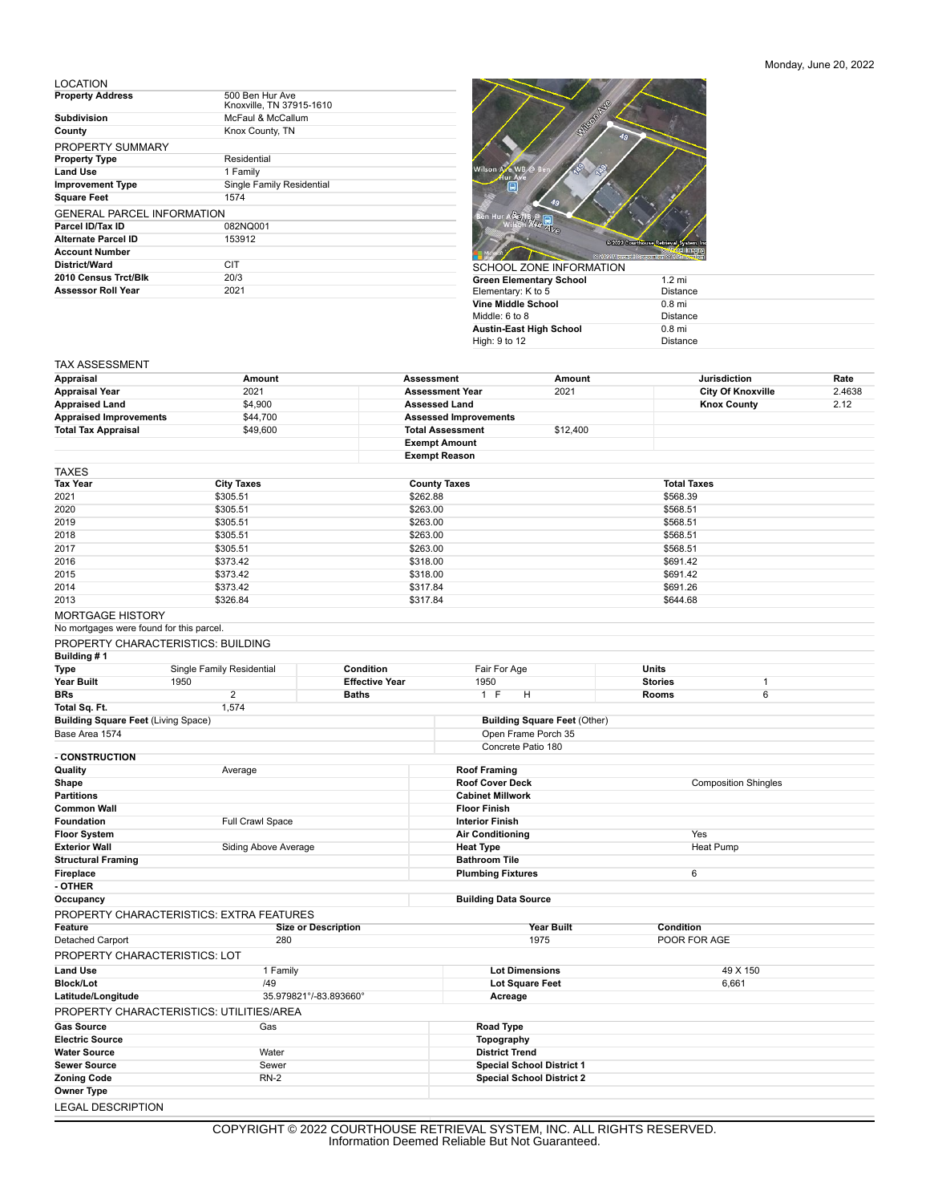Monday, June 20, 2022

## LOCATION

| | |
|---|---|
| **Property Address** | 500 Ben Hur Ave<br>Knoxville, TN 37915-1610 |
| **Subdivision** | McFaul & McCallum |
| **County** | Knox County, TN |

## PROPERTY SUMMARY

| | |
|---|---|
| **Property Type** | Residential |
| **Land Use** | 1 Family |
| **Improvement Type** | Single Family Residential |
| **Square Feet** | 1574 |

## GENERAL PARCEL INFORMATION

| | |
|---|---|
| **Parcel ID/Tax ID** | 082NQ001 |
| **Alternate Parcel ID** | 153912 |
| **Account Number** | |
| **District/Ward** | CIT |
| **2010 Census Trct/Blk** | 20/3 |
| **Assessor Roll Year** | 2021 |

## SCHOOL ZONE INFORMATION

| | |
|---|---|
| **Green Elementary School**<br>Elementary: K to 5 | 1.2 mi<br>Distance |
| **Vine Middle School**<br>Middle: 6 to 8 | 0.8 mi<br>Distance |
| **Austin-East High School**<br>High: 9 to 12 | 0.8 mi<br>Distance |

## TAX ASSESSMENT

| Appraisal | Amount | Assessment | Amount | Jurisdiction | Rate |
|---|---|---|---|---|---|
| **Appraisal Year** | 2021 | **Assessment Year** | 2021 | **City Of Knoxville** | 2.4638 |
| **Appraised Land** | $4,900 | **Assessed Land** | | **Knox County** | 2.12 |
| **Appraised Improvements** | $44,700 | **Assessed Improvements** | | | |
| **Total Tax Appraisal** | $49,600 | **Total Assessment** | $12,400 | | |
| | | **Exempt Amount** | | | |
| | | **Exempt Reason** | | | |

## TAXES

| Tax Year | City Taxes | County Taxes | Total Taxes |
|---|---|---|---|
| 2021 | $305.51 | $262.88 | $568.39 |
| 2020 | $305.51 | $263.00 | $568.51 |
| 2019 | $305.51 | $263.00 | $568.51 |
| 2018 | $305.51 | $263.00 | $568.51 |
| 2017 | $305.51 | $263.00 | $568.51 |
| 2016 | $373.42 | $318.00 | $691.42 |
| 2015 | $373.42 | $318.00 | $691.42 |
| 2014 | $373.42 | $317.84 | $691.26 |
| 2013 | $326.84 | $317.84 | $644.68 |

## MORTGAGE HISTORY

No mortgages were found for this parcel.

## PROPERTY CHARACTERISTICS: BUILDING

**Building # 1**

| | | | | | |
|---|---|---|---|---|---|
| **Type** | Single Family Residential | **Condition** | Fair For Age | **Units** | |
| **Year Built** | 1950 | **Effective Year** | 1950 | **Stories** | 1 |
| **BRs** | 2 | **Baths** | 1 F H | **Rooms** | 6 |
| **Total Sq. Ft.** | 1,574 | | | | |

| **Building Square Feet** (Living Space) | **Building Square Feet** (Other) |
|---|---|
| Base Area 1574 | Open Frame Porch 35 |
| | Concrete Patio 180 |

**- CONSTRUCTION**

| | | | |
|---|---|---|---|
| **Quality** | Average | **Roof Framing** | |
| **Shape** | | **Roof Cover Deck** | Composition Shingles |
| **Partitions** | | **Cabinet Millwork** | |
| **Common Wall** | | **Floor Finish** | |
| **Foundation** | Full Crawl Space | **Interior Finish** | |
| **Floor System** | | **Air Conditioning** | Yes |
| **Exterior Wall** | Siding Above Average | **Heat Type** | Heat Pump |
| **Structural Framing** | | **Bathroom Tile** | |
| **Fireplace** | | **Plumbing Fixtures** | 6 |

**- OTHER**

| | | | |
|---|---|---|---|
| **Occupancy** | | **Building Data Source** | |

## PROPERTY CHARACTERISTICS: EXTRA FEATURES

| Feature | Size or Description | Year Built | Condition |
|---|---|---|---|
| Detached Carport | 280 | 1975 | POOR FOR AGE |

## PROPERTY CHARACTERISTICS: LOT

| | | | |
|---|---|---|---|
| **Land Use** | 1 Family | **Lot Dimensions** | 49 X 150 |
| **Block/Lot** | /49 | **Lot Square Feet** | 6,661 |
| **Latitude/Longitude** | 35.979821°/-83.893660° | **Acreage** | |

## PROPERTY CHARACTERISTICS: UTILITIES/AREA

| | | | |
|---|---|---|---|
| **Gas Source** | Gas | **Road Type** | |
| **Electric Source** | | **Topography** | |
| **Water Source** | Water | **District Trend** | |
| **Sewer Source** | Sewer | **Special School District 1** | |
| **Zoning Code** | RN-2 | **Special School District 2** | |
| **Owner Type** | | | |

## LEGAL DESCRIPTION

COPYRIGHT © 2022 COURTHOUSE RETRIEVAL SYSTEM, INC. ALL RIGHTS RESERVED.
Information Deemed Reliable But Not Guaranteed.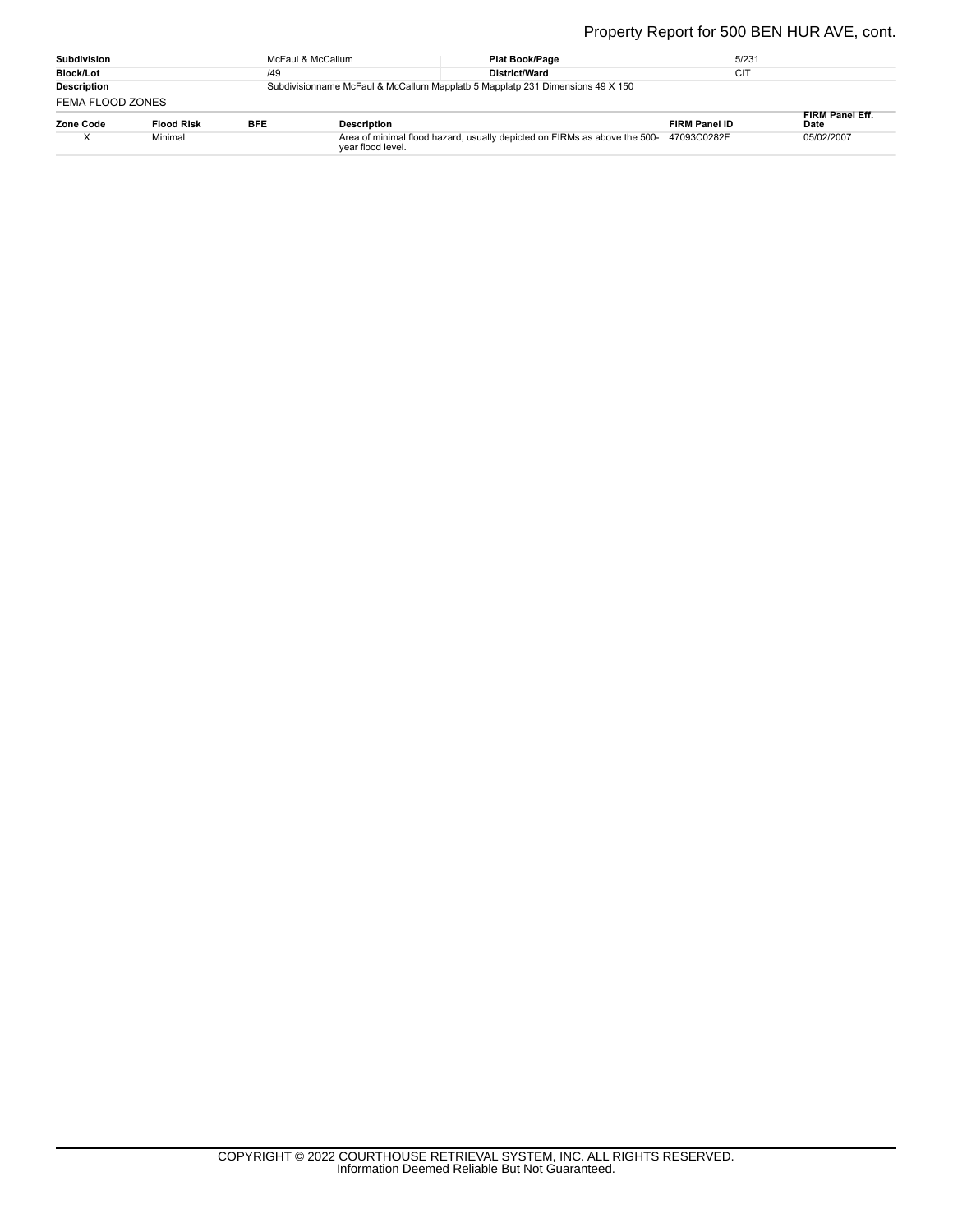| | | | |
|---|---|---|---|
| **Subdivision** | McFaul & McCallum | **Plat Book/Page** | 5/231 |
| **Block/Lot** | /49 | **District/Ward** | CIT |
| **Description** | Subdivisionname McFaul & McCallum Mapplatb 5 Mapplatp 231 Dimensions 49 X 150 | | |

FEMA FLOOD ZONES

| Zone Code | Flood Risk | BFE | Description | FIRM Panel ID | FIRM Panel Eff. Date |
|---|---|---|---|---|---|
| X | Minimal | | Area of minimal flood hazard, usually depicted on FIRMs as above the 500-year flood level. | 47093C0282F | 05/02/2007 |

COPYRIGHT © 2022 COURTHOUSE RETRIEVAL SYSTEM, INC. ALL RIGHTS RESERVED.
Information Deemed Reliable But Not Guaranteed.